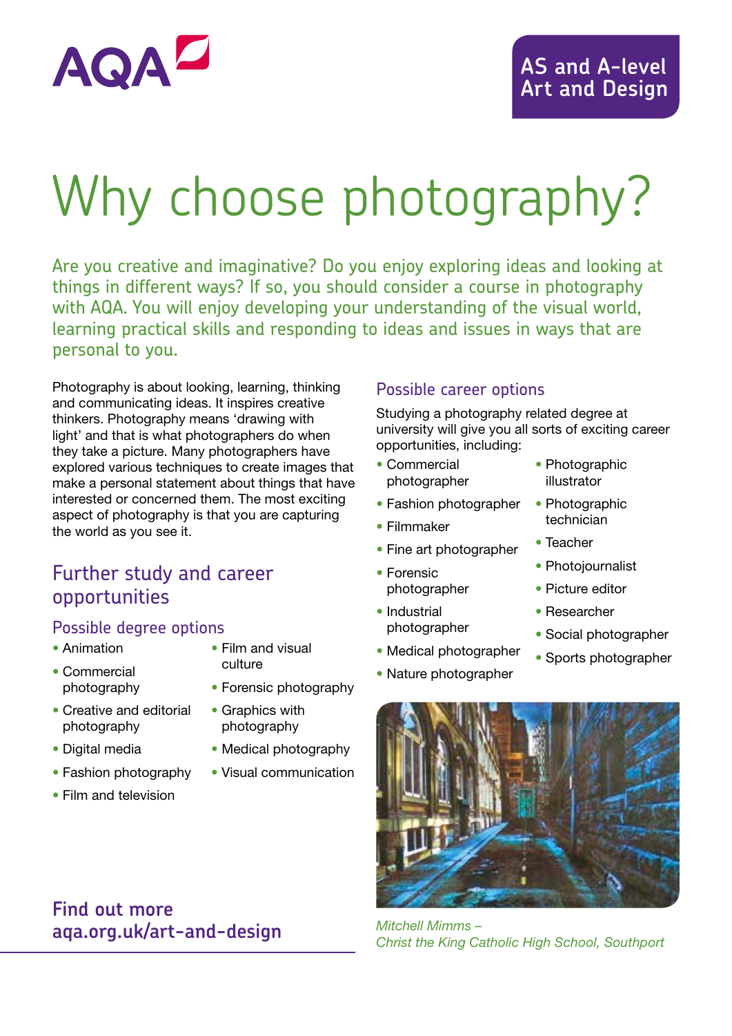AQA

**AS and A-level Art and Design**

# Why choose photography?

Are you creative and imaginative? Do you enjoy exploring ideas and looking at things in different ways? If so, you should consider a course in photography with AQA. You will enjoy developing your understanding of the visual world, learning practical skills and responding to ideas and issues in ways that are personal to you.

Photography is about looking, learning, thinking and communicating ideas. It inspires creative thinkers. Photography means 'drawing with light' and that is what photographers do when they take a picture. Many photographers have explored various techniques to create images that make a personal statement about things that have interested or concerned them. The most exciting aspect of photography is that you are capturing the world as you see it.

## Further study and career opportunities

### Possible degree options

- Animation
- Commercial photography
- Creative and editorial photography
- Digital media
- Fashion photography
- Film and television
- Film and visual culture
- Forensic photography
- Graphics with photography
- Medical photography
- Visual communication

### Possible career options

Studying a photography related degree at university will give you all sorts of exciting career opportunities, including:

- Commercial photographer
- Fashion photographer
- Filmmaker
- Fine art photographer
- Forensic photographer
- Industrial photographer
- Medical photographer
- Nature photographer
- Photographic illustrator
- Photographic technician
- Teacher
- Photojournalist
- Picture editor
- Researcher
- Social photographer
- Sports photographer

*Mitchell Mimms –*
*Christ the King Catholic High School, Southport*

**Find out more**
**aqa.org.uk/art-and-design**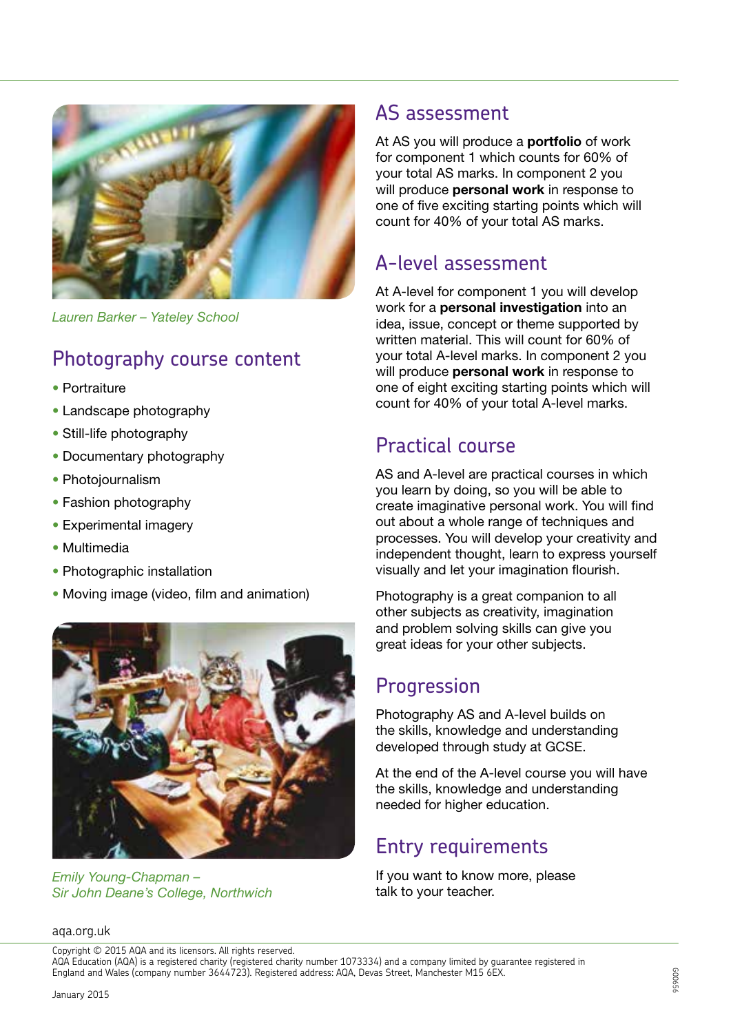*Lauren Barker – Yateley School*

## Photography course content

- Portraiture
- Landscape photography
- Still-life photography
- Documentary photography
- Photojournalism
- Fashion photography
- Experimental imagery
- Multimedia
- Photographic installation
- Moving image (video, film and animation)

*Emily Young-Chapman – Sir John Deane's College, Northwich*

## AS assessment

At AS you will produce a **portfolio** of work for component 1 which counts for 60% of your total AS marks. In component 2 you will produce **personal work** in response to one of five exciting starting points which will count for 40% of your total AS marks.

## A-level assessment

At A-level for component 1 you will develop work for a **personal investigation** into an idea, issue, concept or theme supported by written material. This will count for 60% of your total A-level marks. In component 2 you will produce **personal work** in response to one of eight exciting starting points which will count for 40% of your total A-level marks.

## Practical course

AS and A-level are practical courses in which you learn by doing, so you will be able to create imaginative personal work. You will find out about a whole range of techniques and processes. You will develop your creativity and independent thought, learn to express yourself visually and let your imagination flourish.

Photography is a great companion to all other subjects as creativity, imagination and problem solving skills can give you great ideas for your other subjects.

## Progression

Photography AS and A-level builds on the skills, knowledge and understanding developed through study at GCSE.

At the end of the A-level course you will have the skills, knowledge and understanding needed for higher education.

## Entry requirements

If you want to know more, please talk to your teacher.

aqa.org.uk

Copyright © 2015 AQA and its licensors. All rights reserved.
AQA Education (AQA) is a registered charity (registered charity number 1073334) and a company limited by guarantee registered in England and Wales (company number 3644723). Registered address: AQA, Devas Street, Manchester M15 6EX.

January 2015

G00656